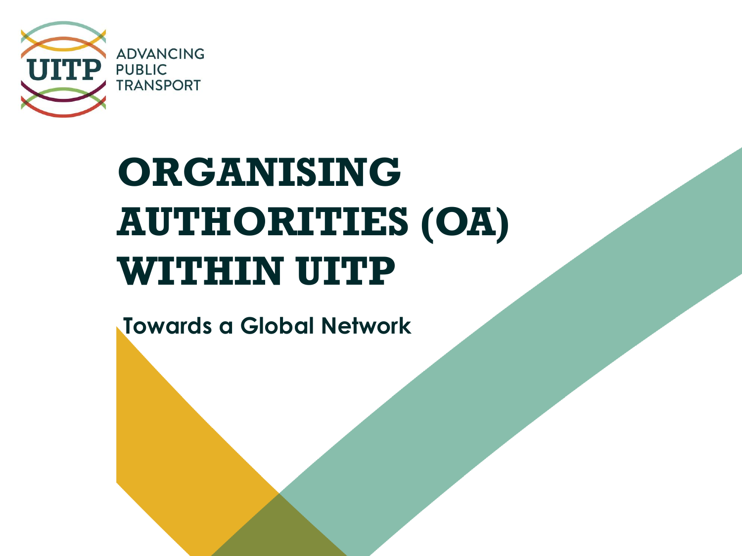UITP ADVANCING PUBLIC TRANSPORT

# ORGANISING AUTHORITIES (OA) WITHIN UITP

## Towards a Global Network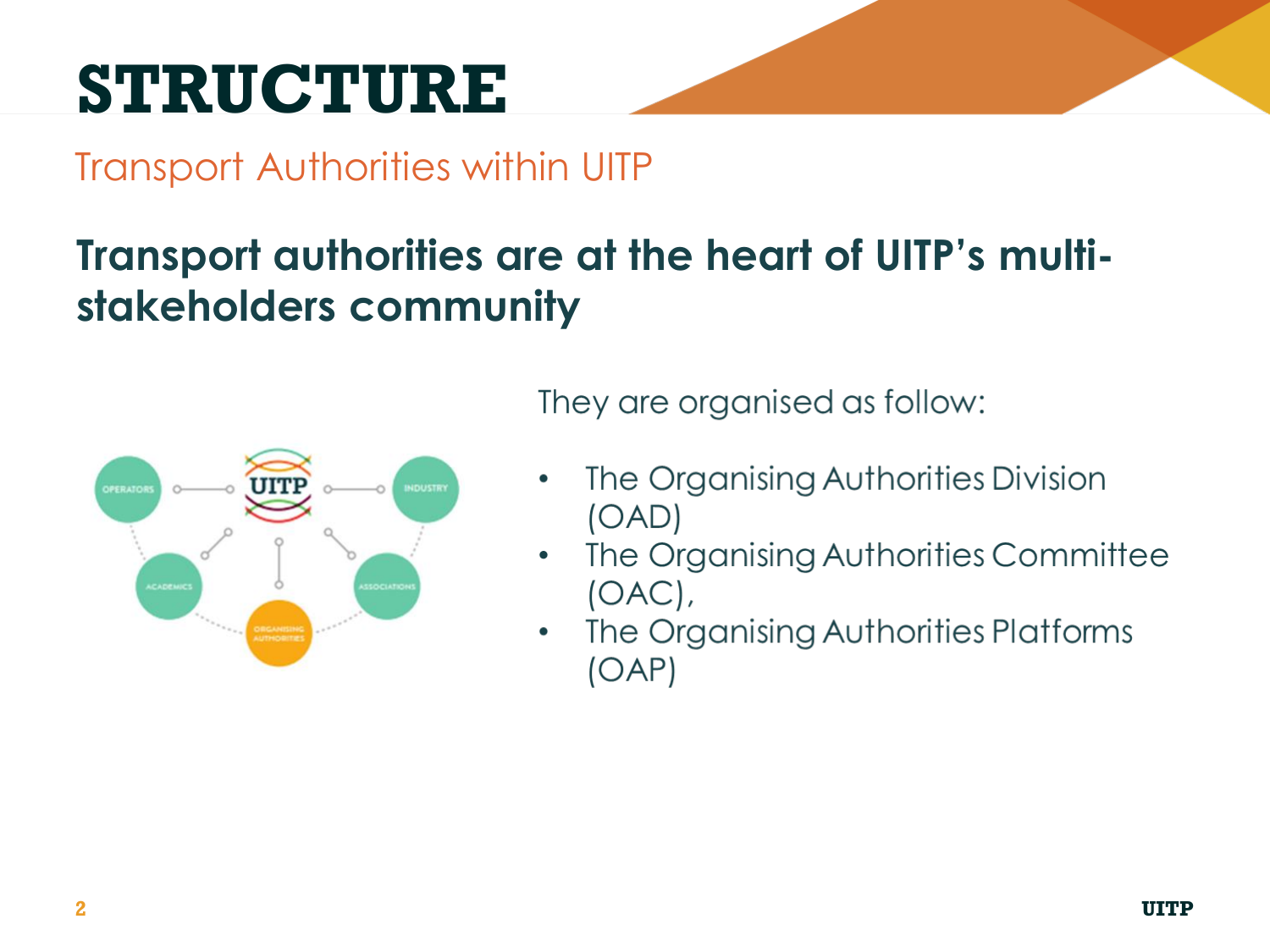# STRUCTURE

## Transport Authorities within UITP

### Transport authorities are at the heart of UITP's multi-stakeholders community

They are organised as follow:

- The Organising Authorities Division (OAD)
- The Organising Authorities Committee (OAC),
- The Organising Authorities Platforms (OAP)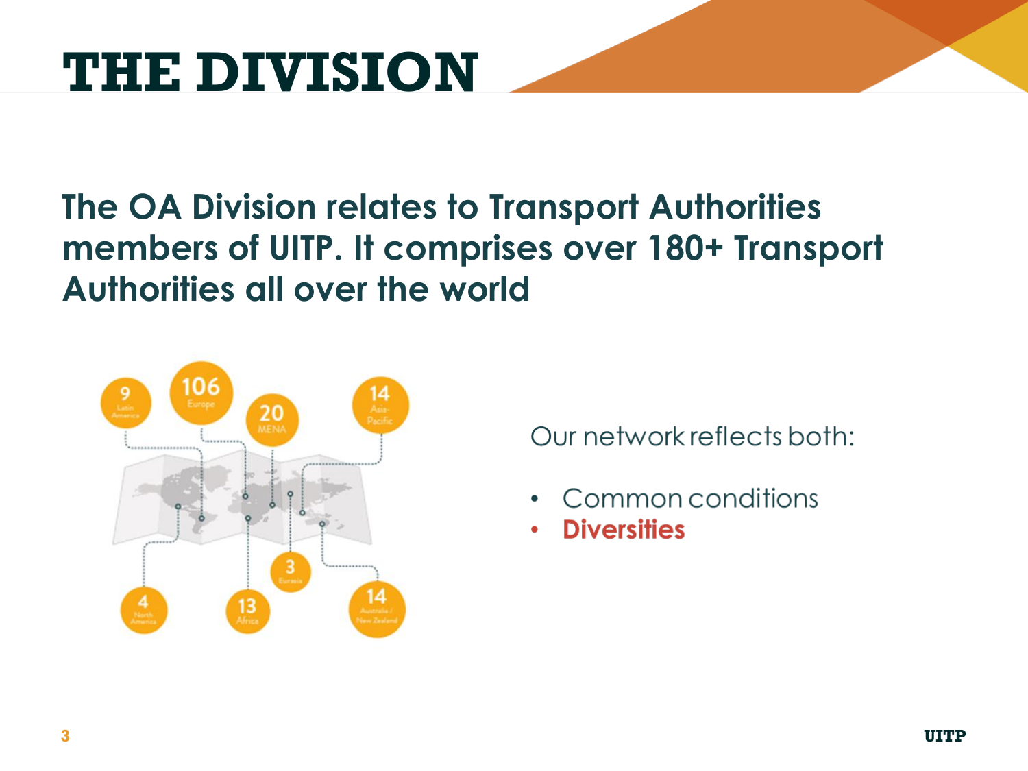# THE DIVISION

**The OA Division relates to Transport Authorities members of UITP. It comprises over 180+ Transport Authorities all over the world**

9 Latin America

106 Europe

20 MENA

14 Asia-Pacific

4 North America

13 Africa

3 Eurasia

14 Australia / New Zealand

Our network reflects both:

- Common conditions
- **Diversities**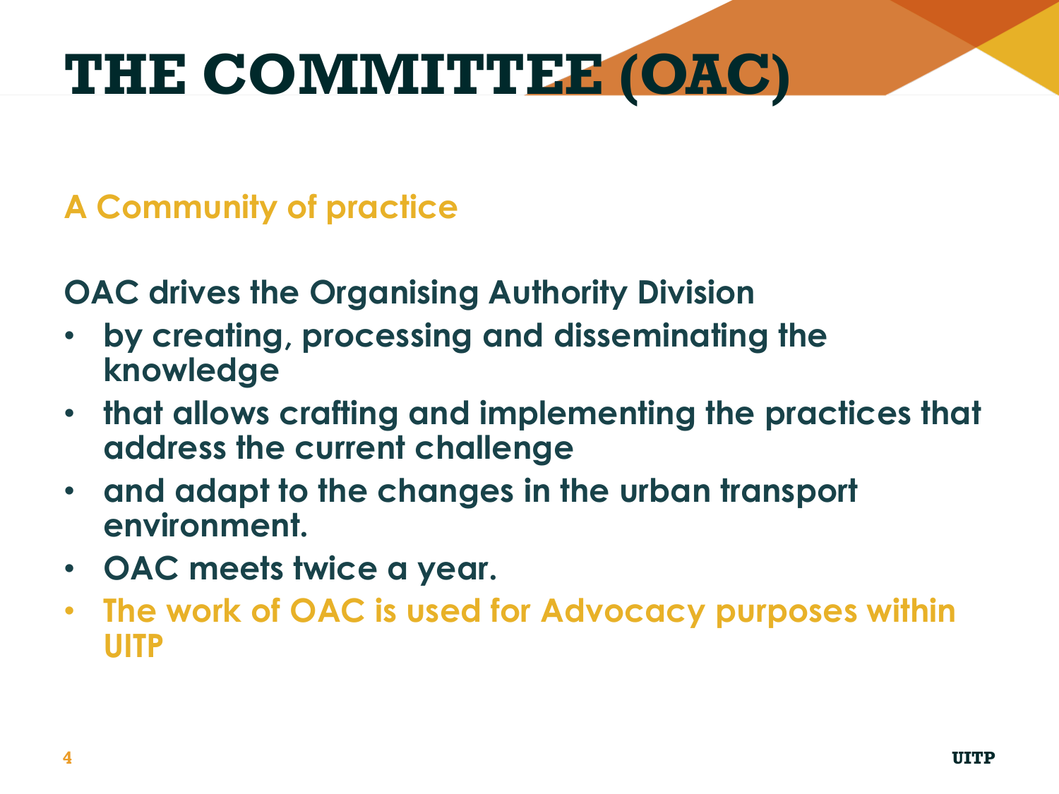# THE COMMITTEE (OAC)

## A Community of practice

**OAC drives the Organising Authority Division**

- **by creating, processing and disseminating the knowledge**
- **that allows crafting and implementing the practices that address the current challenge**
- **and adapt to the changes in the urban transport environment.**
- **OAC meets twice a year.**
- **The work of OAC is used for Advocacy purposes within UITP**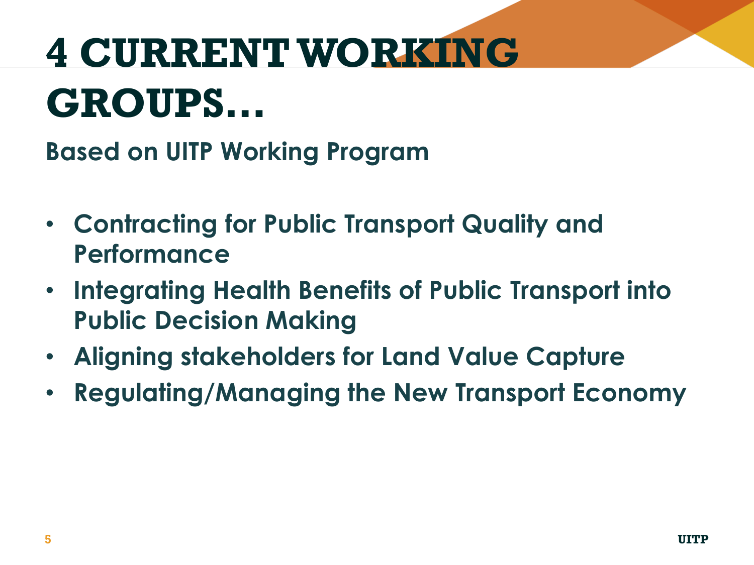# 4 CURRENT WORKING GROUPS…

## Based on UITP Working Program

- **Contracting for Public Transport Quality and Performance**
- **Integrating Health Benefits of Public Transport into Public Decision Making**
- **Aligning stakeholders for Land Value Capture**
- **Regulating/Managing the New Transport Economy**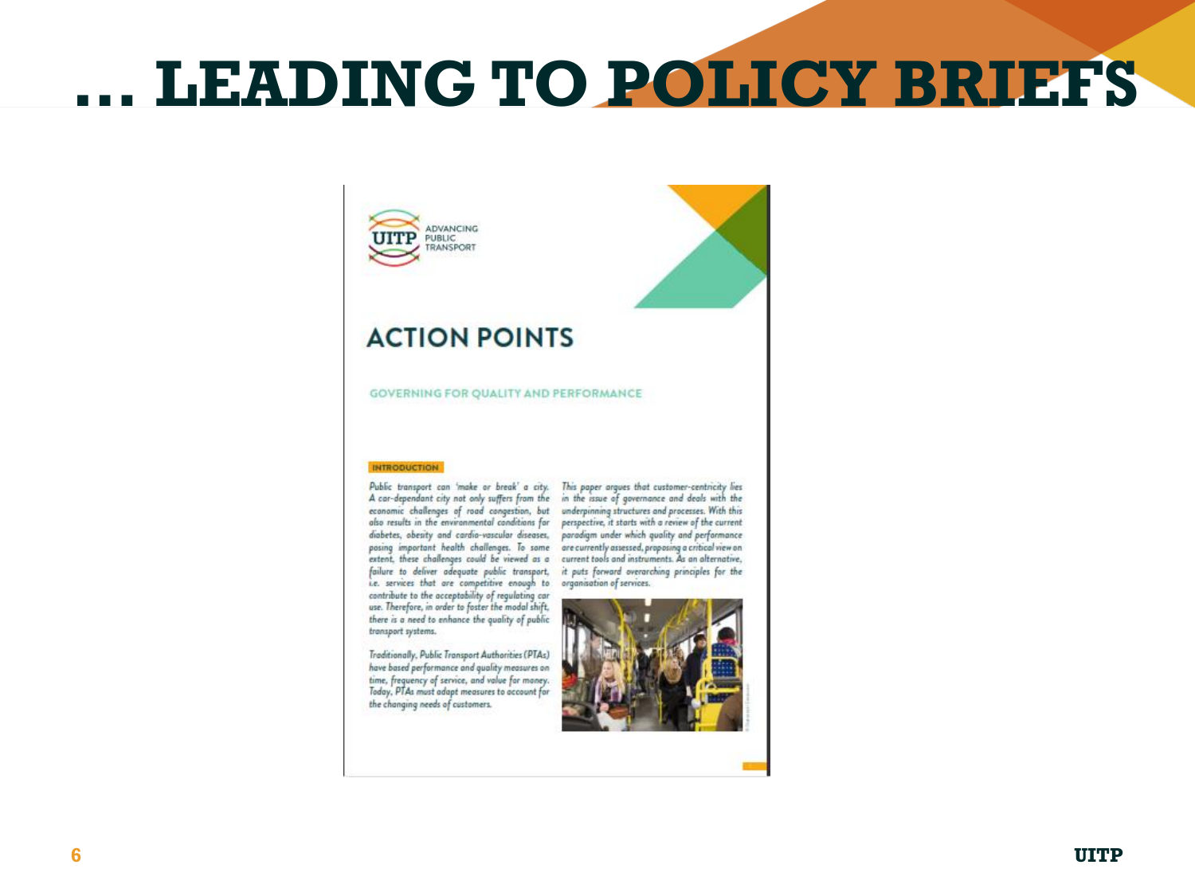# … LEADING TO POLICY BRIEFS

UITP ADVANCING PUBLIC TRANSPORT

## ACTION POINTS

GOVERNING FOR QUALITY AND PERFORMANCE

### INTRODUCTION

Public transport can 'make or break' a city. A car-dependant city not only suffers from the economic challenges of road congestion, but also results in the environmental conditions for diabetes, obesity and cardio-vascular diseases, posing important health challenges. To some extent, these challenges could be viewed as a failure to deliver adequate public transport, i.e. services that are competitive enough to contribute to the acceptability of regulating car use. Therefore, in order to foster the modal shift, there is a need to enhance the quality of public transport systems.

Traditionally, Public Transport Authorities (PTAs) have based performance and quality measures on time, frequency of service, and value for money. Today, PTAs must adapt measures to account for the changing needs of customers.

This paper argues that customer-centricity lies in the issue of governance and deals with the underpinning structures and processes. With this perspective, it starts with a review of the current paradigm under which quality and performance are currently assessed, proposing a critical view on current tools and instruments. As an alternative, it puts forward overarching principles for the organisation of services.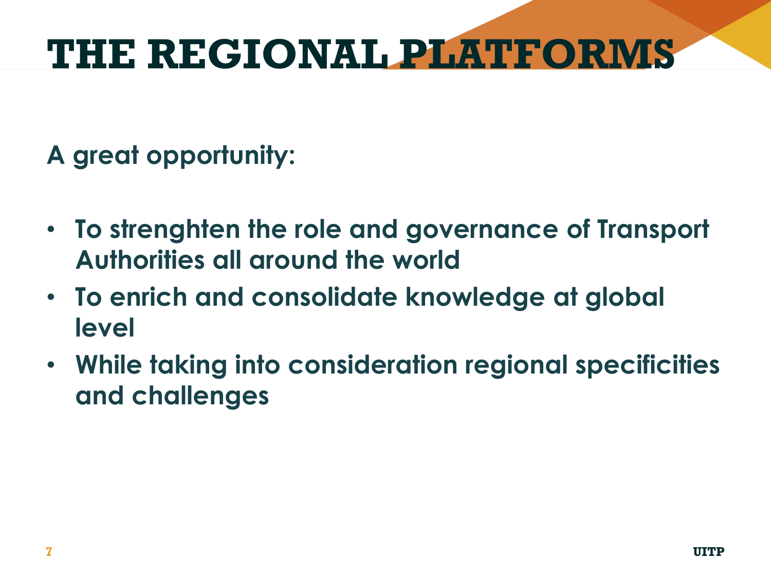# THE REGIONAL PLATFORMS

**A great opportunity:**

- **To strenghten the role and governance of Transport Authorities all around the world**
- **To enrich and consolidate knowledge at global level**
- **While taking into consideration regional specificities and challenges**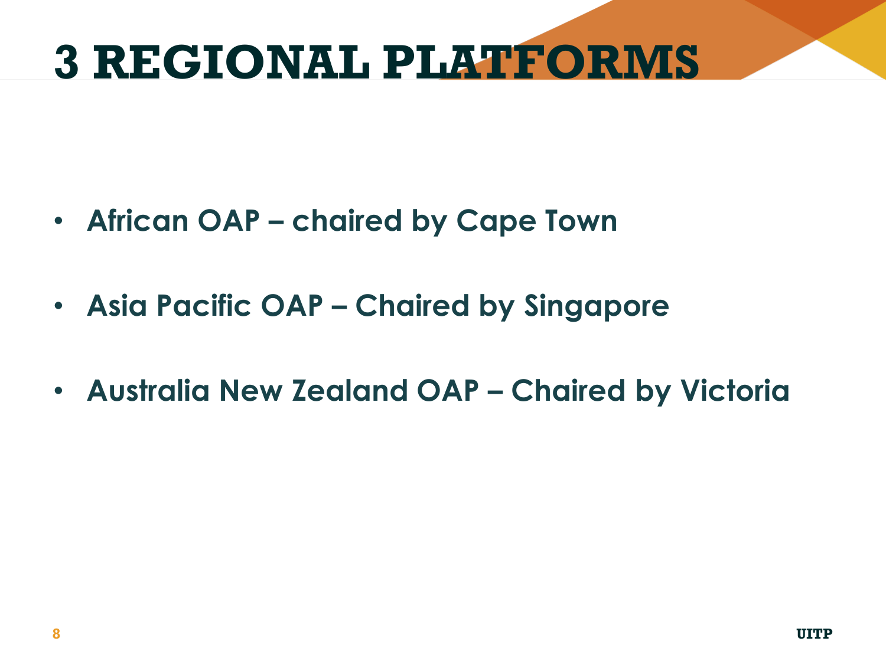# 3 REGIONAL PLATFORMS

- **African OAP – chaired by Cape Town**
- **Asia Pacific OAP – Chaired by Singapore**
- **Australia New Zealand OAP – Chaired by Victoria**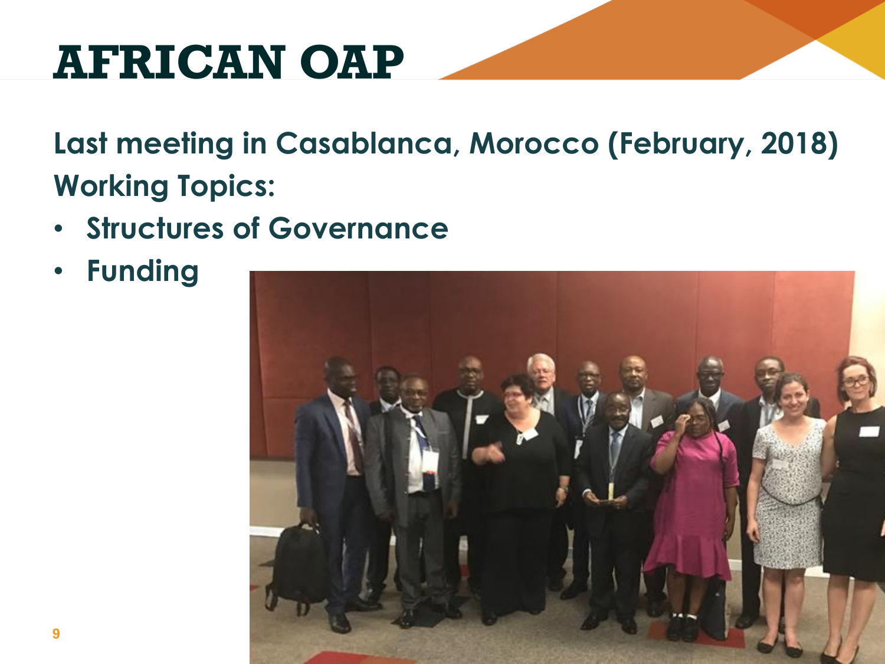# AFRICAN OAP

**Last meeting in Casablanca, Morocco (February, 2018)**

**Working Topics:**

- **Structures of Governance**
- **Funding**